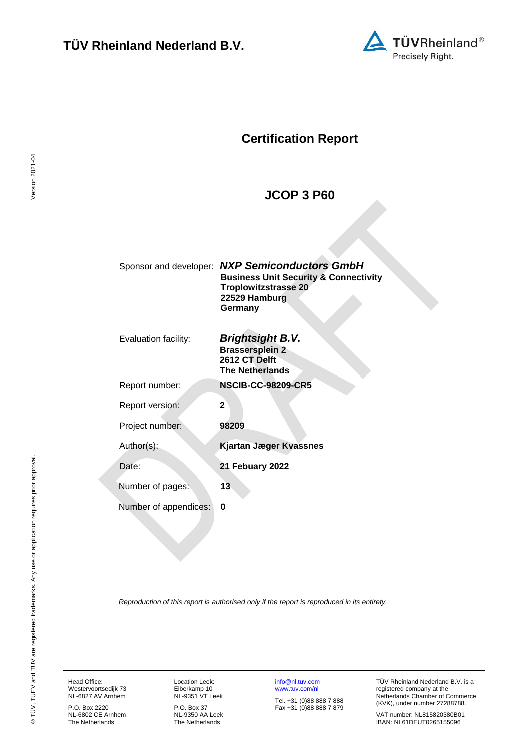# TÜV Rheinland Nederland B.V.

TÜVRheinland®
Precisely Right.

## Certification Report

## JCOP 3 P60

| | |
|---|---|
| Sponsor and developer: | ***NXP Semiconductors GmbH*** <br> **Business Unit Security & Connectivity** <br> **Troplowitzstrasse 20** <br> **22529 Hamburg** <br> **Germany** |
| Evaluation facility: | ***Brightsight B.V.*** <br> **Brassersplein 2** <br> **2612 CT Delft** <br> **The Netherlands** |
| Report number: | **NSCIB-CC-98209-CR5** |
| Report version: | **2** |
| Project number: | **98209** |
| Author(s): | **Kjartan Jæger Kvassnes** |
| Date: | **21 Febuary 2022** |
| Number of pages: | **13** |
| Number of appendices: | **0** |

*Reproduction of this report is authorised only if the report is reproduced in its entirety.*

Version 2021-04

® TÜV, TUEV and TUV are registered trademarks. Any use or application requires prior approval.

Head Office:
Westervoortsedijk 73
NL-6827 AV Arnhem

P.O. Box 2220
NL-6802 CE Arnhem
The Netherlands

Location Leek:
Eiberkamp 10
NL-9351 VT Leek

P.O. Box 37
NL-9350 AA Leek
The Netherlands

info@nl.tuv.com
www.tuv.com/nl

Tel. +31 (0)88 888 7 888
Fax +31 (0)88 888 7 879

TÜV Rheinland Nederland B.V. is a registered company at the Netherlands Chamber of Commerce (KVK), under number 27288788.

VAT number: NL815820380B01
IBAN: NL61DEUT0265155096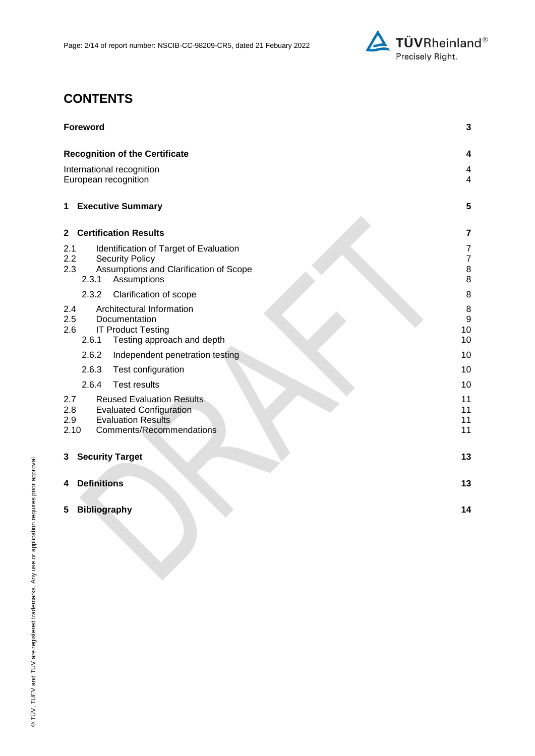# CONTENTS

| | |
|---|---|
| **Foreword** | **3** |
| **Recognition of the Certificate** | **4** |
| International recognition | 4 |
| European recognition | 4 |
| **1 Executive Summary** | **5** |
| **2 Certification Results** | **7** |
| 2.1 Identification of Target of Evaluation | 7 |
| 2.2 Security Policy | 7 |
| 2.3 Assumptions and Clarification of Scope | 8 |
| 2.3.1 Assumptions | 8 |
| 2.3.2 Clarification of scope | 8 |
| 2.4 Architectural Information | 8 |
| 2.5 Documentation | 9 |
| 2.6 IT Product Testing | 10 |
| 2.6.1 Testing approach and depth | 10 |
| 2.6.2 Independent penetration testing | 10 |
| 2.6.3 Test configuration | 10 |
| 2.6.4 Test results | 10 |
| 2.7 Reused Evaluation Results | 11 |
| 2.8 Evaluated Configuration | 11 |
| 2.9 Evaluation Results | 11 |
| 2.10 Comments/Recommendations | 11 |
| **3 Security Target** | **13** |
| **4 Definitions** | **13** |
| **5 Bibliography** | **14** |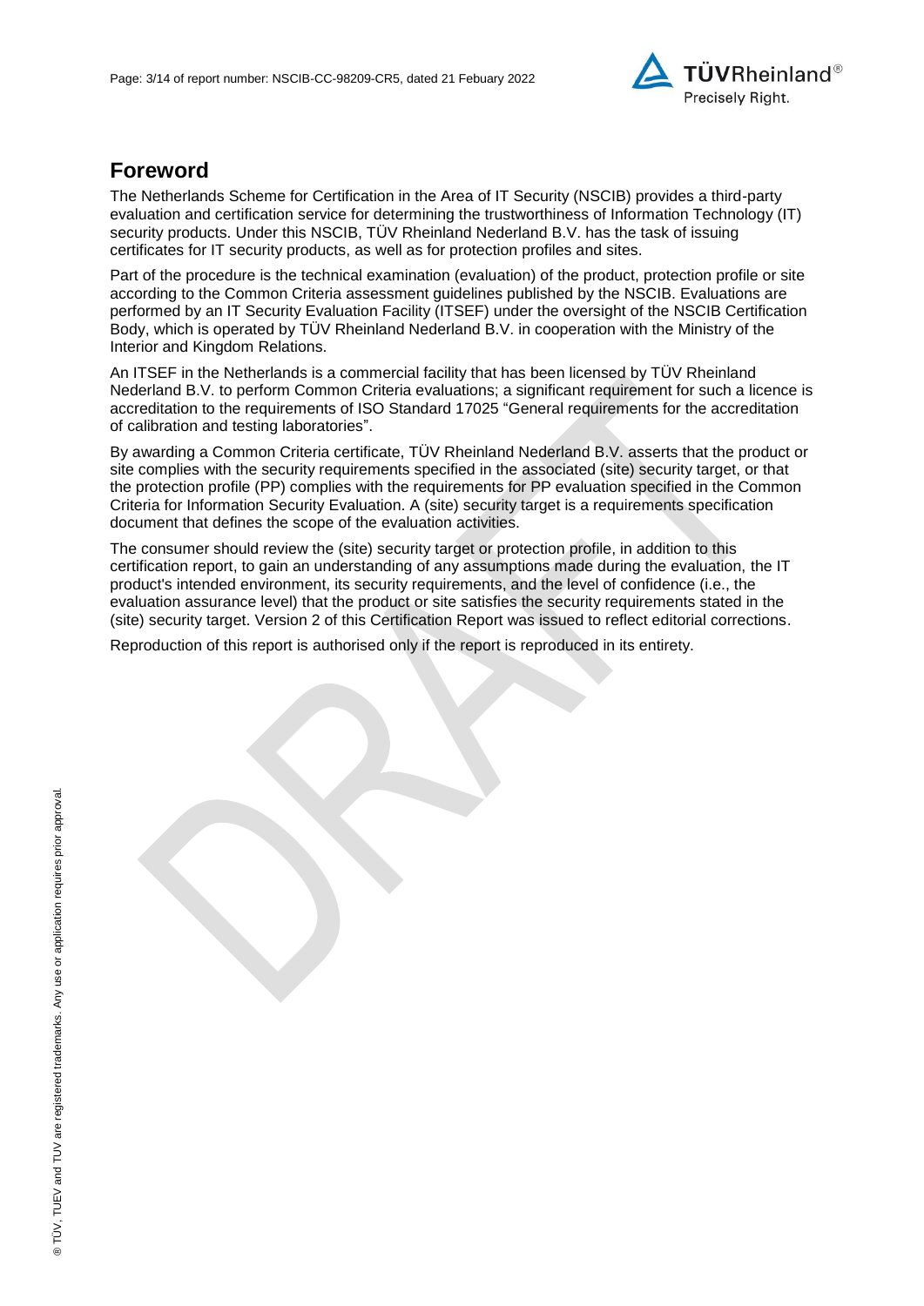## Foreword

The Netherlands Scheme for Certification in the Area of IT Security (NSCIB) provides a third-party evaluation and certification service for determining the trustworthiness of Information Technology (IT) security products. Under this NSCIB, TÜV Rheinland Nederland B.V. has the task of issuing certificates for IT security products, as well as for protection profiles and sites.

Part of the procedure is the technical examination (evaluation) of the product, protection profile or site according to the Common Criteria assessment guidelines published by the NSCIB. Evaluations are performed by an IT Security Evaluation Facility (ITSEF) under the oversight of the NSCIB Certification Body, which is operated by TÜV Rheinland Nederland B.V. in cooperation with the Ministry of the Interior and Kingdom Relations.

An ITSEF in the Netherlands is a commercial facility that has been licensed by TÜV Rheinland Nederland B.V. to perform Common Criteria evaluations; a significant requirement for such a licence is accreditation to the requirements of ISO Standard 17025 "General requirements for the accreditation of calibration and testing laboratories".

By awarding a Common Criteria certificate, TÜV Rheinland Nederland B.V. asserts that the product or site complies with the security requirements specified in the associated (site) security target, or that the protection profile (PP) complies with the requirements for PP evaluation specified in the Common Criteria for Information Security Evaluation. A (site) security target is a requirements specification document that defines the scope of the evaluation activities.

The consumer should review the (site) security target or protection profile, in addition to this certification report, to gain an understanding of any assumptions made during the evaluation, the IT product's intended environment, its security requirements, and the level of confidence (i.e., the evaluation assurance level) that the product or site satisfies the security requirements stated in the (site) security target. Version 2 of this Certification Report was issued to reflect editorial corrections.

Reproduction of this report is authorised only if the report is reproduced in its entirety.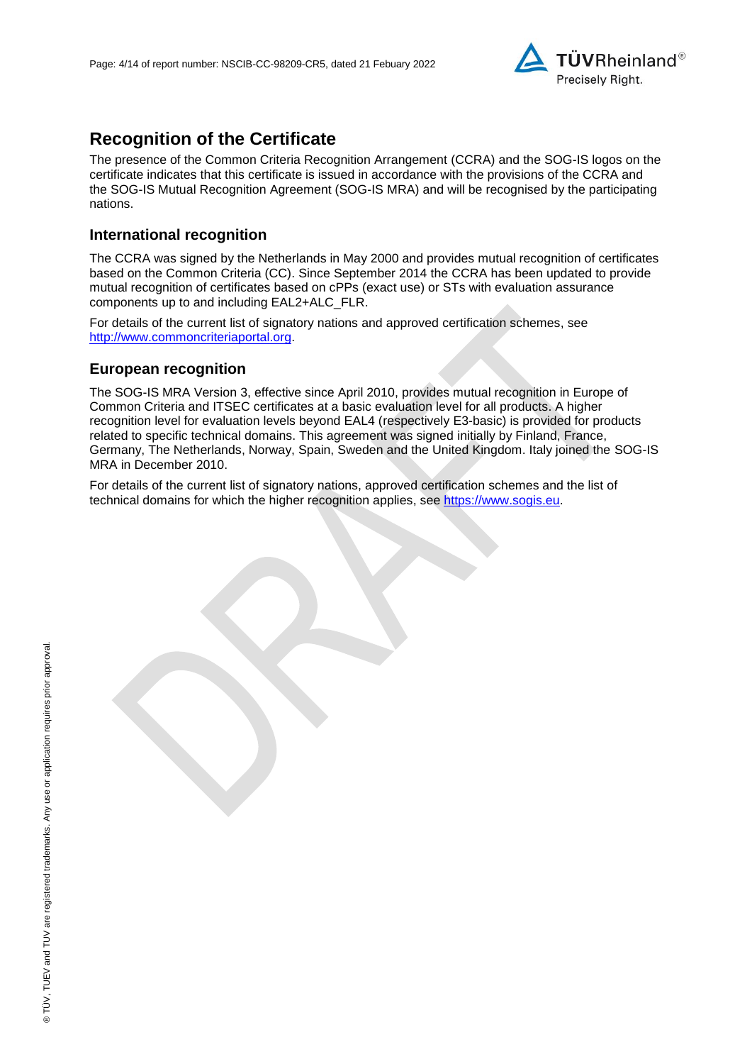# Recognition of the Certificate

The presence of the Common Criteria Recognition Arrangement (CCRA) and the SOG-IS logos on the certificate indicates that this certificate is issued in accordance with the provisions of the CCRA and the SOG-IS Mutual Recognition Agreement (SOG-IS MRA) and will be recognised by the participating nations.

## International recognition

The CCRA was signed by the Netherlands in May 2000 and provides mutual recognition of certificates based on the Common Criteria (CC). Since September 2014 the CCRA has been updated to provide mutual recognition of certificates based on cPPs (exact use) or STs with evaluation assurance components up to and including EAL2+ALC_FLR.

For details of the current list of signatory nations and approved certification schemes, see http://www.commoncriteriaportal.org.

## European recognition

The SOG-IS MRA Version 3, effective since April 2010, provides mutual recognition in Europe of Common Criteria and ITSEC certificates at a basic evaluation level for all products. A higher recognition level for evaluation levels beyond EAL4 (respectively E3-basic) is provided for products related to specific technical domains. This agreement was signed initially by Finland, France, Germany, The Netherlands, Norway, Spain, Sweden and the United Kingdom. Italy joined the SOG-IS MRA in December 2010.

For details of the current list of signatory nations, approved certification schemes and the list of technical domains for which the higher recognition applies, see https://www.sogis.eu.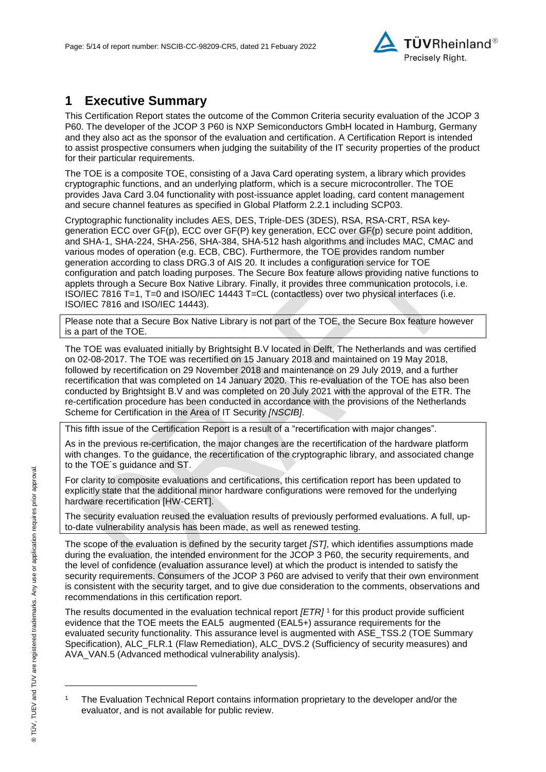# 1 Executive Summary

This Certification Report states the outcome of the Common Criteria security evaluation of the JCOP 3 P60. The developer of the JCOP 3 P60 is NXP Semiconductors GmbH located in Hamburg, Germany and they also act as the sponsor of the evaluation and certification. A Certification Report is intended to assist prospective consumers when judging the suitability of the IT security properties of the product for their particular requirements.

The TOE is a composite TOE, consisting of a Java Card operating system, a library which provides cryptographic functions, and an underlying platform, which is a secure microcontroller. The TOE provides Java Card 3.04 functionality with post-issuance applet loading, card content management and secure channel features as specified in Global Platform 2.2.1 including SCP03.

Cryptographic functionality includes AES, DES, Triple-DES (3DES), RSA, RSA-CRT, RSA key-generation ECC over GF(p), ECC over GF(P) key generation, ECC over GF(p) secure point addition, and SHA-1, SHA-224, SHA-256, SHA-384, SHA-512 hash algorithms and includes MAC, CMAC and various modes of operation (e.g. ECB, CBC). Furthermore, the TOE provides random number generation according to class DRG.3 of AIS 20. It includes a configuration service for TOE configuration and patch loading purposes. The Secure Box feature allows providing native functions to applets through a Secure Box Native Library. Finally, it provides three communication protocols, i.e. ISO/IEC 7816 T=1, T=0 and ISO/IEC 14443 T=CL (contactless) over two physical interfaces (i.e. ISO/IEC 7816 and ISO/IEC 14443).

Please note that a Secure Box Native Library is not part of the TOE, the Secure Box feature however is a part of the TOE.

The TOE was evaluated initially by Brightsight B.V located in Delft, The Netherlands and was certified on 02-08-2017. The TOE was recertified on 15 January 2018 and maintained on 19 May 2018, followed by recertification on 29 November 2018 and maintenance on 29 July 2019, and a further recertification that was completed on 14 January 2020. This re-evaluation of the TOE has also been conducted by Brightsight B.V and was completed on 20 July 2021 with the approval of the ETR. The re-certification procedure has been conducted in accordance with the provisions of the Netherlands Scheme for Certification in the Area of IT Security *[NSCIB]*.

This fifth issue of the Certification Report is a result of a "recertification with major changes".

As in the previous re-certification, the major changes are the recertification of the hardware platform with changes. To the guidance, the recertification of the cryptographic library, and associated change to the TOE´s guidance and ST.

For clarity to composite evaluations and certifications, this certification report has been updated to explicitly state that the additional minor hardware configurations were removed for the underlying hardware recertification [HW-CERT].

The security evaluation reused the evaluation results of previously performed evaluations. A full, up-to-date vulnerability analysis has been made, as well as renewed testing.

The scope of the evaluation is defined by the security target *[ST]*, which identifies assumptions made during the evaluation, the intended environment for the JCOP 3 P60, the security requirements, and the level of confidence (evaluation assurance level) at which the product is intended to satisfy the security requirements. Consumers of the JCOP 3 P60 are advised to verify that their own environment is consistent with the security target, and to give due consideration to the comments, observations and recommendations in this certification report.

The results documented in the evaluation technical report *[ETR]* [1] for this product provide sufficient evidence that the TOE meets the EAL5 augmented (EAL5+) assurance requirements for the evaluated security functionality. This assurance level is augmented with ASE_TSS.2 (TOE Summary Specification), ALC_FLR.1 (Flaw Remediation), ALC_DVS.2 (Sufficiency of security measures) and AVA_VAN.5 (Advanced methodical vulnerability analysis).

[1] The Evaluation Technical Report contains information proprietary to the developer and/or the evaluator, and is not available for public review.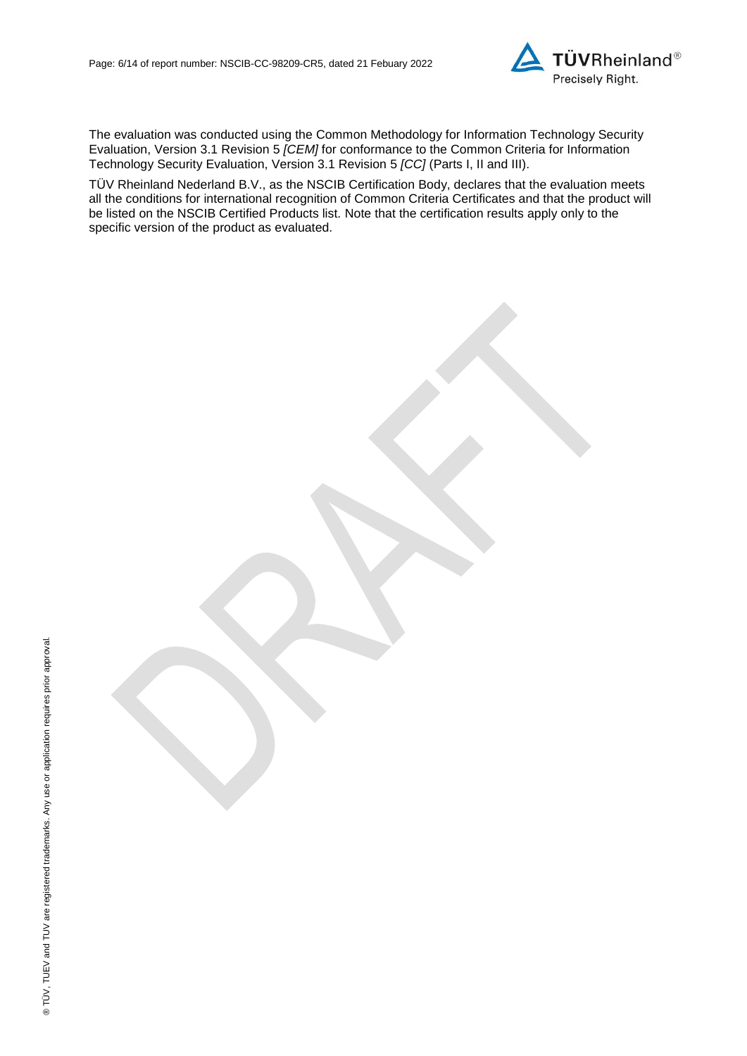The evaluation was conducted using the Common Methodology for Information Technology Security Evaluation, Version 3.1 Revision 5 *[CEM]* for conformance to the Common Criteria for Information Technology Security Evaluation, Version 3.1 Revision 5 *[CC]* (Parts I, II and III).

TÜV Rheinland Nederland B.V., as the NSCIB Certification Body, declares that the evaluation meets all the conditions for international recognition of Common Criteria Certificates and that the product will be listed on the NSCIB Certified Products list. Note that the certification results apply only to the specific version of the product as evaluated.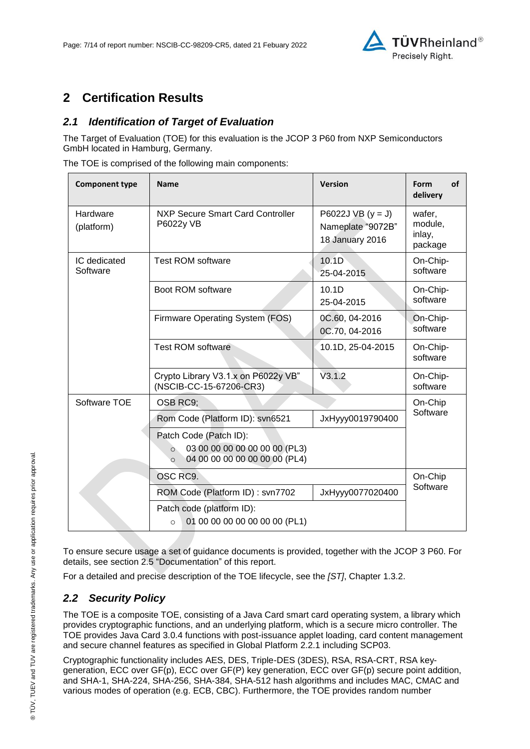# 2 Certification Results

## 2.1 Identification of Target of Evaluation

The Target of Evaluation (TOE) for this evaluation is the JCOP 3 P60 from NXP Semiconductors GmbH located in Hamburg, Germany.

The TOE is comprised of the following main components:

| Component type | Name | Version | Form of delivery |
|---|---|---|---|
| Hardware (platform) | NXP Secure Smart Card Controller P6022y VB | P6022J VB (y = J) Nameplate "9072B" 18 January 2016 | wafer, module, inlay, package |
| IC dedicated Software | Test ROM software | 10.1D 25-04-2015 | On-Chip-software |
| | Boot ROM software | 10.1D 25-04-2015 | On-Chip-software |
| | Firmware Operating System (FOS) | 0C.60, 04-2016 0C.70, 04-2016 | On-Chip-software |
| | Test ROM software | 10.1D, 25-04-2015 | On-Chip-software |
| | Crypto Library V3.1.x on P6022y VB" (NSCIB-CC-15-67206-CR3) | V3.1.2 | On-Chip-software |
| Software TOE | OSB RC9; | | On-Chip Software |
| | Rom Code (Platform ID): svn6521 | JxHyyy0019790400 | |
| | Patch Code (Patch ID): <br>○ 03 00 00 00 00 00 00 00 (PL3) <br>○ 04 00 00 00 00 00 00 00 (PL4) | | |
| | OSC RC9. | | On-Chip Software |
| | ROM Code (Platform ID) : svn7702 | JxHyyy0077020400 | |
| | Patch code (platform ID): <br>○ 01 00 00 00 00 00 00 00 (PL1) | | |

To ensure secure usage a set of guidance documents is provided, together with the JCOP 3 P60. For details, see section 2.5 "Documentation" of this report.

For a detailed and precise description of the TOE lifecycle, see the *[ST]*, Chapter 1.3.2.

## 2.2 Security Policy

The TOE is a composite TOE, consisting of a Java Card smart card operating system, a library which provides cryptographic functions, and an underlying platform, which is a secure micro controller. The TOE provides Java Card 3.0.4 functions with post-issuance applet loading, card content management and secure channel features as specified in Global Platform 2.2.1 including SCP03.

Cryptographic functionality includes AES, DES, Triple-DES (3DES), RSA, RSA-CRT, RSA key-generation, ECC over GF(p), ECC over GF(P) key generation, ECC over GF(p) secure point addition, and SHA-1, SHA-224, SHA-256, SHA-384, SHA-512 hash algorithms and includes MAC, CMAC and various modes of operation (e.g. ECB, CBC). Furthermore, the TOE provides random number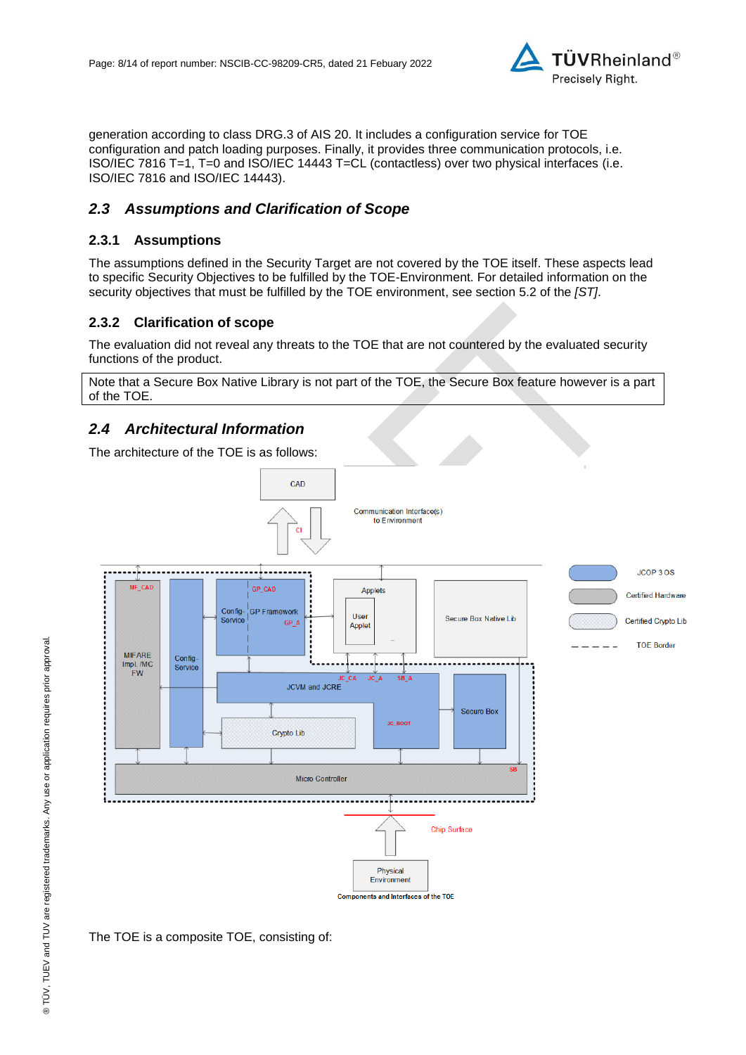generation according to class DRG.3 of AIS 20. It includes a configuration service for TOE configuration and patch loading purposes. Finally, it provides three communication protocols, i.e. ISO/IEC 7816 T=1, T=0 and ISO/IEC 14443 T=CL (contactless) over two physical interfaces (i.e. ISO/IEC 7816 and ISO/IEC 14443).

## *2.3 Assumptions and Clarification of Scope*

### 2.3.1 Assumptions

The assumptions defined in the Security Target are not covered by the TOE itself. These aspects lead to specific Security Objectives to be fulfilled by the TOE-Environment. For detailed information on the security objectives that must be fulfilled by the TOE environment, see section 5.2 of the *[ST]*.

### 2.3.2 Clarification of scope

The evaluation did not reveal any threats to the TOE that are not countered by the evaluated security functions of the product.

| Note that a Secure Box Native Library is not part of the TOE, the Secure Box feature however is a part of the TOE. |
|---|

## *2.4 Architectural Information*

The architecture of the TOE is as follows:

The TOE is a composite TOE, consisting of: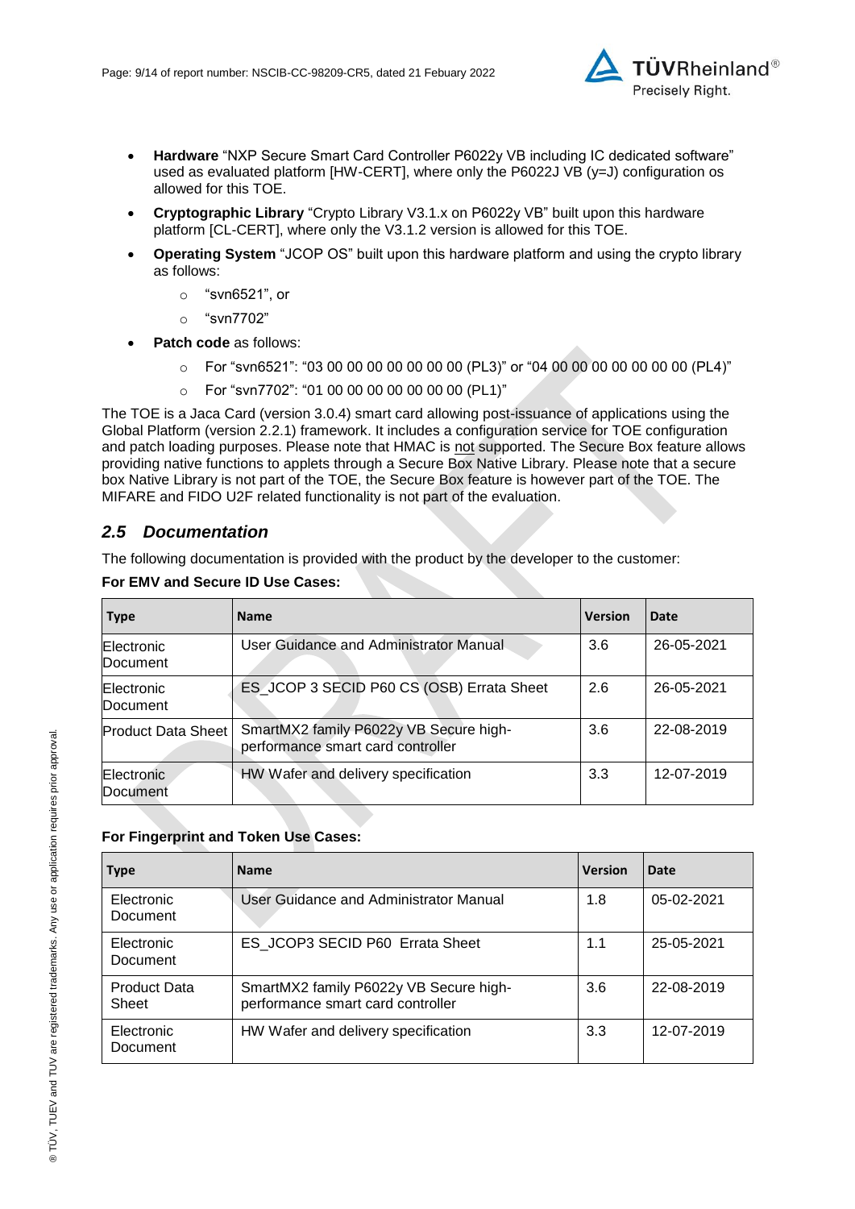- **Hardware** “NXP Secure Smart Card Controller P6022y VB including IC dedicated software” used as evaluated platform [HW-CERT], where only the P6022J VB (y=J) configuration os allowed for this TOE.
- **Cryptographic Library** “Crypto Library V3.1.x on P6022y VB” built upon this hardware platform [CL-CERT], where only the V3.1.2 version is allowed for this TOE.
- **Operating System** “JCOP OS” built upon this hardware platform and using the crypto library as follows:
  - “svn6521”, or
  - “svn7702”
- **Patch code** as follows:
  - For “svn6521”: “03 00 00 00 00 00 00 00 (PL3)” or “04 00 00 00 00 00 00 00 (PL4)”
  - For “svn7702”: “01 00 00 00 00 00 00 00 (PL1)”

The TOE is a Jaca Card (version 3.0.4) smart card allowing post-issuance of applications using the Global Platform (version 2.2.1) framework. It includes a configuration service for TOE configuration and patch loading purposes. Please note that HMAC is not supported. The Secure Box feature allows providing native functions to applets through a Secure Box Native Library. Please note that a secure box Native Library is not part of the TOE, the Secure Box feature is however part of the TOE. The MIFARE and FIDO U2F related functionality is not part of the evaluation.

## 2.5 *Documentation*

The following documentation is provided with the product by the developer to the customer:

**For EMV and Secure ID Use Cases:**

| Type | Name | Version | Date |
|---|---|---|---|
| Electronic Document | User Guidance and Administrator Manual | 3.6 | 26-05-2021 |
| Electronic Document | ES_JCOP 3 SECID P60 CS (OSB) Errata Sheet | 2.6 | 26-05-2021 |
| Product Data Sheet | SmartMX2 family P6022y VB Secure high-performance smart card controller | 3.6 | 22-08-2019 |
| Electronic Document | HW Wafer and delivery specification | 3.3 | 12-07-2019 |

**For Fingerprint and Token Use Cases:**

| Type | Name | Version | Date |
|---|---|---|---|
| Electronic Document | User Guidance and Administrator Manual | 1.8 | 05-02-2021 |
| Electronic Document | ES_JCOP3 SECID P60 Errata Sheet | 1.1 | 25-05-2021 |
| Product Data Sheet | SmartMX2 family P6022y VB Secure high-performance smart card controller | 3.6 | 22-08-2019 |
| Electronic Document | HW Wafer and delivery specification | 3.3 | 12-07-2019 |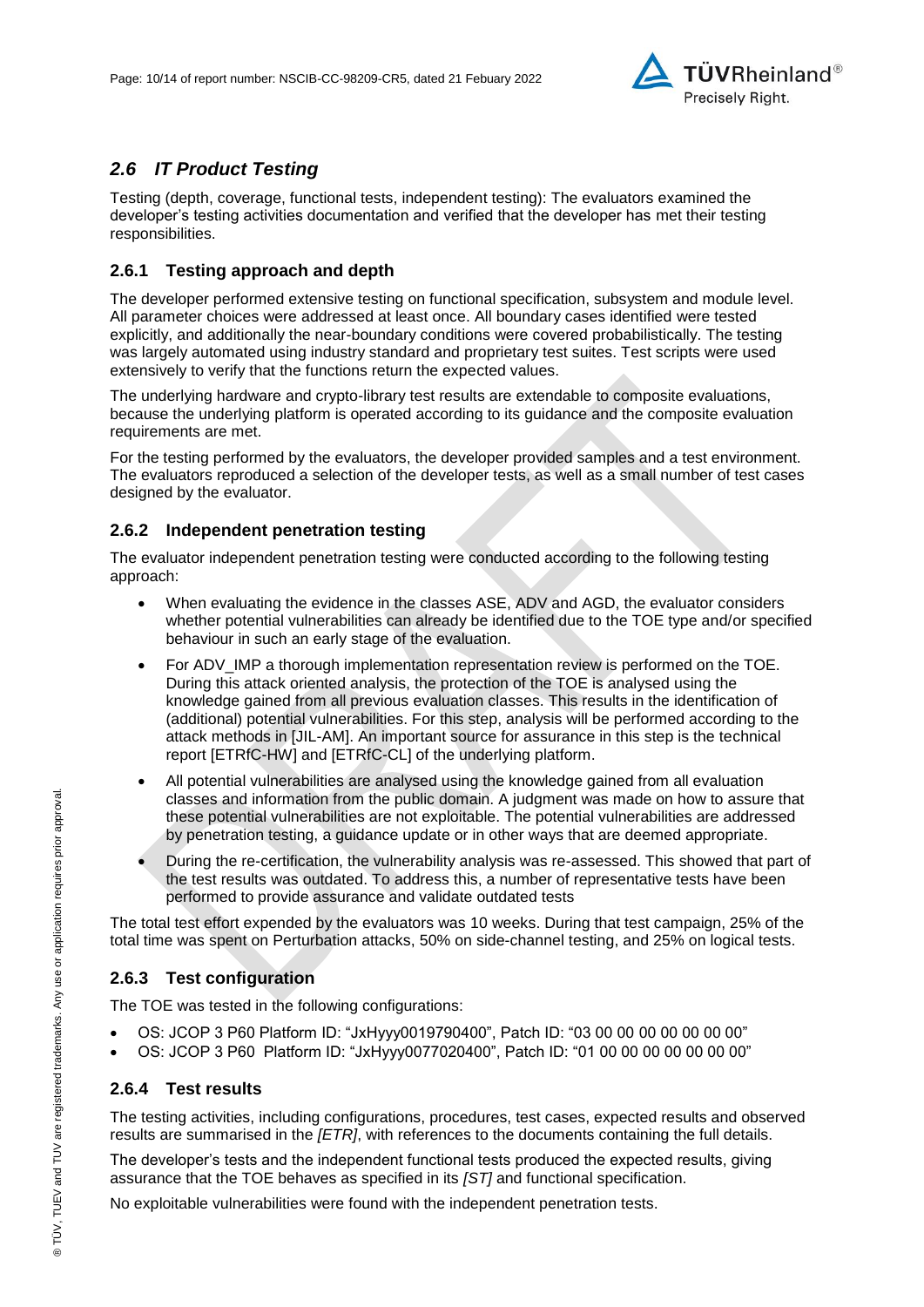## 2.6 IT Product Testing

Testing (depth, coverage, functional tests, independent testing): The evaluators examined the developer's testing activities documentation and verified that the developer has met their testing responsibilities.

### 2.6.1 Testing approach and depth

The developer performed extensive testing on functional specification, subsystem and module level. All parameter choices were addressed at least once. All boundary cases identified were tested explicitly, and additionally the near-boundary conditions were covered probabilistically. The testing was largely automated using industry standard and proprietary test suites. Test scripts were used extensively to verify that the functions return the expected values.

The underlying hardware and crypto-library test results are extendable to composite evaluations, because the underlying platform is operated according to its guidance and the composite evaluation requirements are met.

For the testing performed by the evaluators, the developer provided samples and a test environment. The evaluators reproduced a selection of the developer tests, as well as a small number of test cases designed by the evaluator.

### 2.6.2 Independent penetration testing

The evaluator independent penetration testing were conducted according to the following testing approach:

- When evaluating the evidence in the classes ASE, ADV and AGD, the evaluator considers whether potential vulnerabilities can already be identified due to the TOE type and/or specified behaviour in such an early stage of the evaluation.
- For ADV_IMP a thorough implementation representation review is performed on the TOE. During this attack oriented analysis, the protection of the TOE is analysed using the knowledge gained from all previous evaluation classes. This results in the identification of (additional) potential vulnerabilities. For this step, analysis will be performed according to the attack methods in [JIL-AM]. An important source for assurance in this step is the technical report [ETRfC-HW] and [ETRfC-CL] of the underlying platform.
- All potential vulnerabilities are analysed using the knowledge gained from all evaluation classes and information from the public domain. A judgment was made on how to assure that these potential vulnerabilities are not exploitable. The potential vulnerabilities are addressed by penetration testing, a guidance update or in other ways that are deemed appropriate.
- During the re-certification, the vulnerability analysis was re-assessed. This showed that part of the test results was outdated. To address this, a number of representative tests have been performed to provide assurance and validate outdated tests

The total test effort expended by the evaluators was 10 weeks. During that test campaign, 25% of the total time was spent on Perturbation attacks, 50% on side-channel testing, and 25% on logical tests.

### 2.6.3 Test configuration

The TOE was tested in the following configurations:

- OS: JCOP 3 P60 Platform ID: "JxHyyy0019790400", Patch ID: "03 00 00 00 00 00 00 00"
- OS: JCOP 3 P60 Platform ID: "JxHyyy0077020400", Patch ID: "01 00 00 00 00 00 00 00"

### 2.6.4 Test results

The testing activities, including configurations, procedures, test cases, expected results and observed results are summarised in the *[ETR]*, with references to the documents containing the full details.

The developer's tests and the independent functional tests produced the expected results, giving assurance that the TOE behaves as specified in its *[ST]* and functional specification.

No exploitable vulnerabilities were found with the independent penetration tests.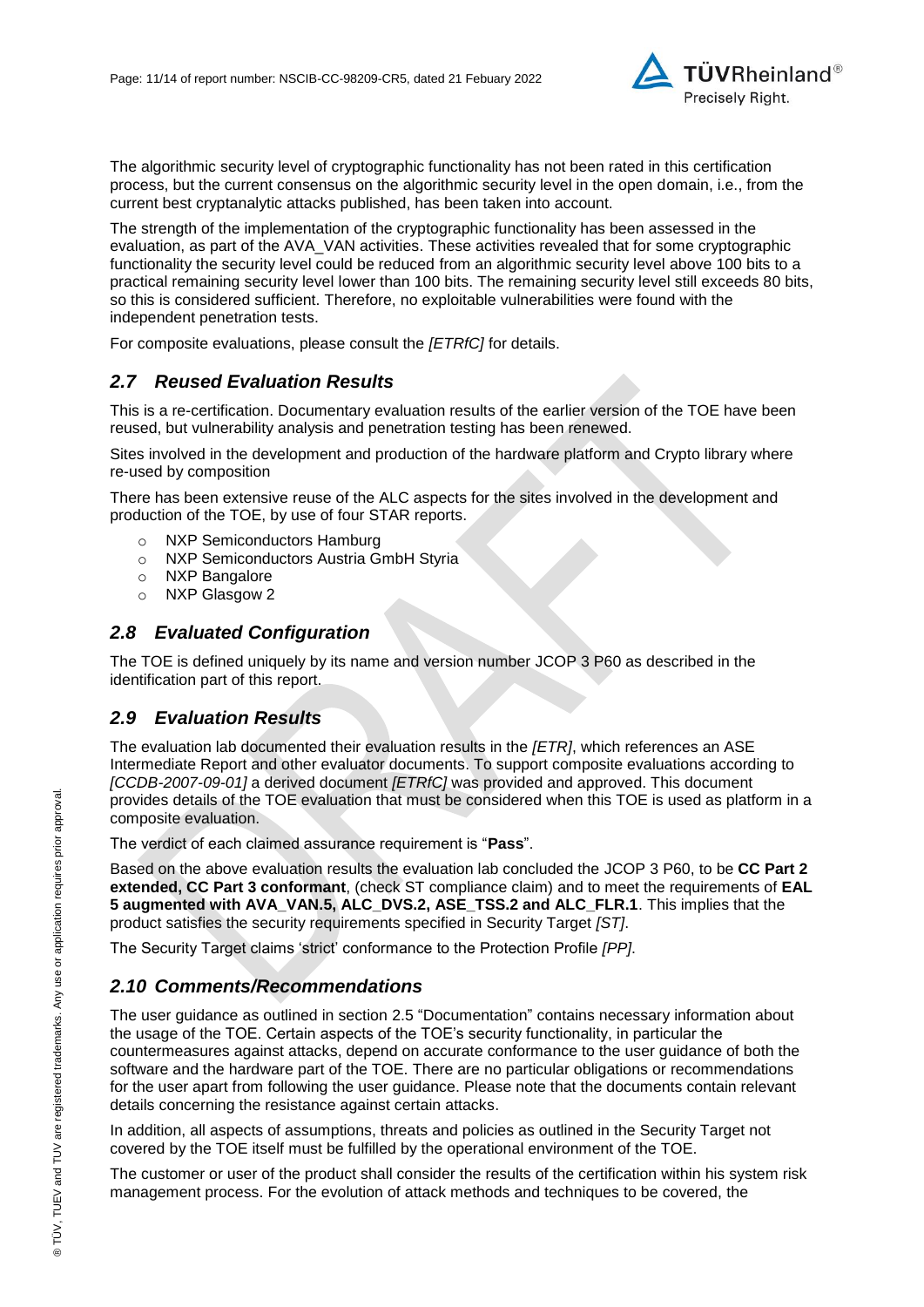The algorithmic security level of cryptographic functionality has not been rated in this certification process, but the current consensus on the algorithmic security level in the open domain, i.e., from the current best cryptanalytic attacks published, has been taken into account.

The strength of the implementation of the cryptographic functionality has been assessed in the evaluation, as part of the AVA_VAN activities. These activities revealed that for some cryptographic functionality the security level could be reduced from an algorithmic security level above 100 bits to a practical remaining security level lower than 100 bits. The remaining security level still exceeds 80 bits, so this is considered sufficient. Therefore, no exploitable vulnerabilities were found with the independent penetration tests.

For composite evaluations, please consult the *[ETRfC]* for details.

## *2.7 Reused Evaluation Results*

This is a re-certification. Documentary evaluation results of the earlier version of the TOE have been reused, but vulnerability analysis and penetration testing has been renewed.

Sites involved in the development and production of the hardware platform and Crypto library where re-used by composition

There has been extensive reuse of the ALC aspects for the sites involved in the development and production of the TOE, by use of four STAR reports.

- NXP Semiconductors Hamburg
- NXP Semiconductors Austria GmbH Styria
- NXP Bangalore
- NXP Glasgow 2

## *2.8 Evaluated Configuration*

The TOE is defined uniquely by its name and version number JCOP 3 P60 as described in the identification part of this report.

## *2.9 Evaluation Results*

The evaluation lab documented their evaluation results in the *[ETR]*, which references an ASE Intermediate Report and other evaluator documents. To support composite evaluations according to *[CCDB-2007-09-01]* a derived document *[ETRfC]* was provided and approved. This document provides details of the TOE evaluation that must be considered when this TOE is used as platform in a composite evaluation.

The verdict of each claimed assurance requirement is "**Pass**".

Based on the above evaluation results the evaluation lab concluded the JCOP 3 P60, to be **CC Part 2 extended, CC Part 3 conformant**, (check ST compliance claim) and to meet the requirements of **EAL 5 augmented with AVA_VAN.5, ALC_DVS.2, ASE_TSS.2 and ALC_FLR.1**. This implies that the product satisfies the security requirements specified in Security Target *[ST]*.

The Security Target claims 'strict' conformance to the Protection Profile *[PP]*.

## *2.10 Comments/Recommendations*

The user guidance as outlined in section 2.5 "Documentation" contains necessary information about the usage of the TOE. Certain aspects of the TOE's security functionality, in particular the countermeasures against attacks, depend on accurate conformance to the user guidance of both the software and the hardware part of the TOE. There are no particular obligations or recommendations for the user apart from following the user guidance. Please note that the documents contain relevant details concerning the resistance against certain attacks.

In addition, all aspects of assumptions, threats and policies as outlined in the Security Target not covered by the TOE itself must be fulfilled by the operational environment of the TOE.

The customer or user of the product shall consider the results of the certification within his system risk management process. For the evolution of attack methods and techniques to be covered, the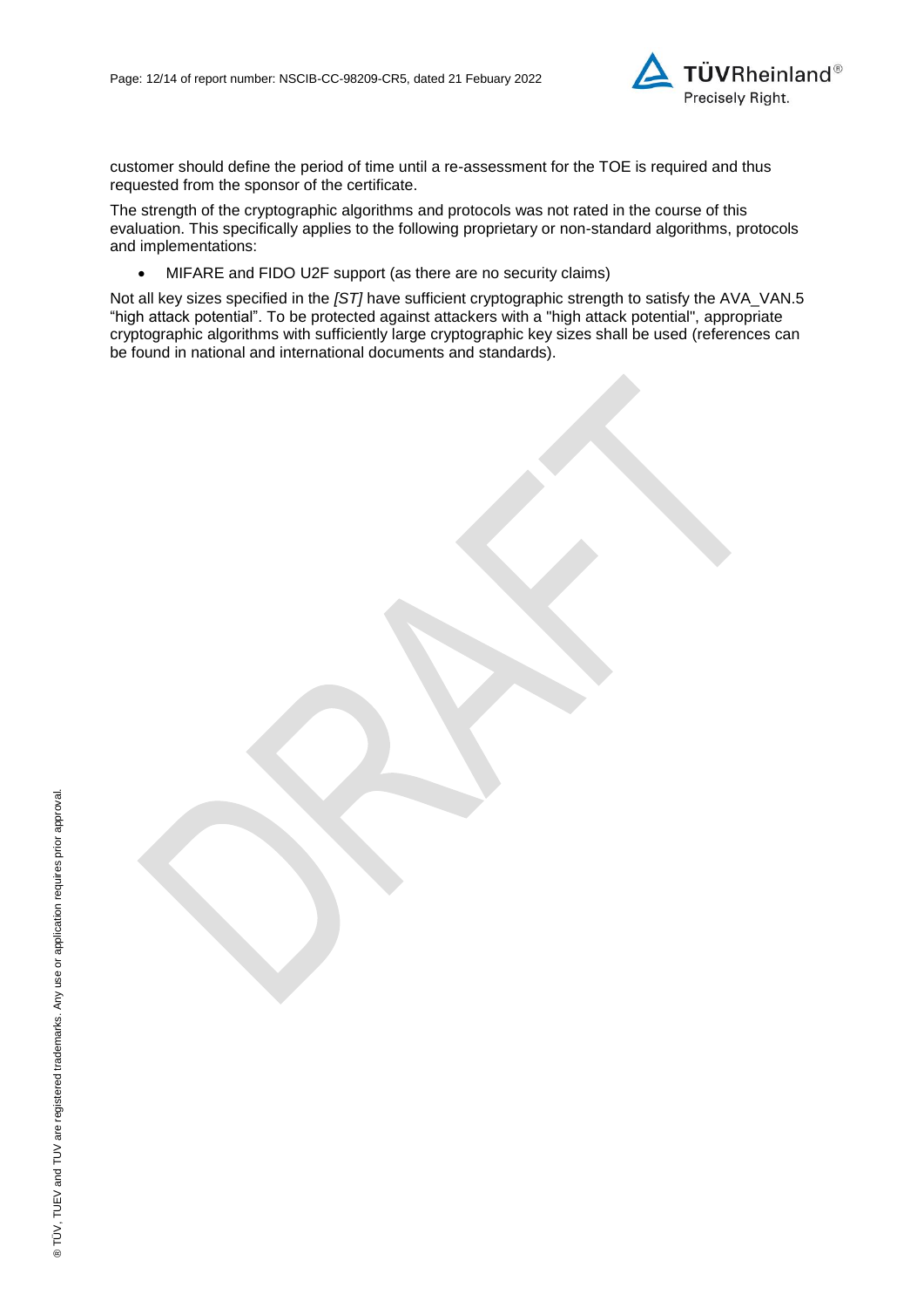customer should define the period of time until a re-assessment for the TOE is required and thus requested from the sponsor of the certificate.

The strength of the cryptographic algorithms and protocols was not rated in the course of this evaluation. This specifically applies to the following proprietary or non-standard algorithms, protocols and implementations:

- MIFARE and FIDO U2F support (as there are no security claims)

Not all key sizes specified in the *[ST]* have sufficient cryptographic strength to satisfy the AVA_VAN.5 "high attack potential". To be protected against attackers with a "high attack potential", appropriate cryptographic algorithms with sufficiently large cryptographic key sizes shall be used (references can be found in national and international documents and standards).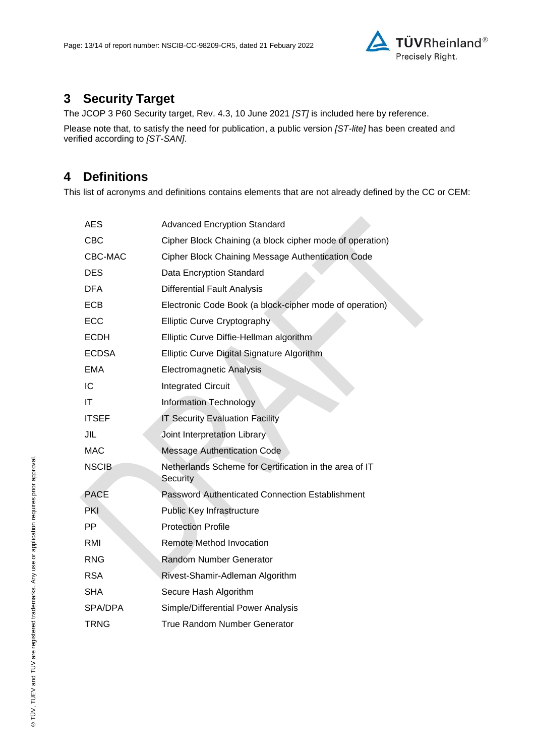## 3 Security Target

The JCOP 3 P60 Security target, Rev. 4.3, 10 June 2021 *[ST]* is included here by reference.

Please note that, to satisfy the need for publication, a public version *[ST-lite]* has been created and verified according to *[ST-SAN]*.

## 4 Definitions

This list of acronyms and definitions contains elements that are not already defined by the CC or CEM:

| | |
|---|---|
| AES | Advanced Encryption Standard |
| CBC | Cipher Block Chaining (a block cipher mode of operation) |
| CBC-MAC | Cipher Block Chaining Message Authentication Code |
| DES | Data Encryption Standard |
| DFA | Differential Fault Analysis |
| ECB | Electronic Code Book (a block-cipher mode of operation) |
| ECC | Elliptic Curve Cryptography |
| ECDH | Elliptic Curve Diffie-Hellman algorithm |
| ECDSA | Elliptic Curve Digital Signature Algorithm |
| EMA | Electromagnetic Analysis |
| IC | Integrated Circuit |
| IT | Information Technology |
| ITSEF | IT Security Evaluation Facility |
| JIL | Joint Interpretation Library |
| MAC | Message Authentication Code |
| NSCIB | Netherlands Scheme for Certification in the area of IT Security |
| PACE | Password Authenticated Connection Establishment |
| PKI | Public Key Infrastructure |
| PP | Protection Profile |
| RMI | Remote Method Invocation |
| RNG | Random Number Generator |
| RSA | Rivest-Shamir-Adleman Algorithm |
| SHA | Secure Hash Algorithm |
| SPA/DPA | Simple/Differential Power Analysis |
| TRNG | True Random Number Generator |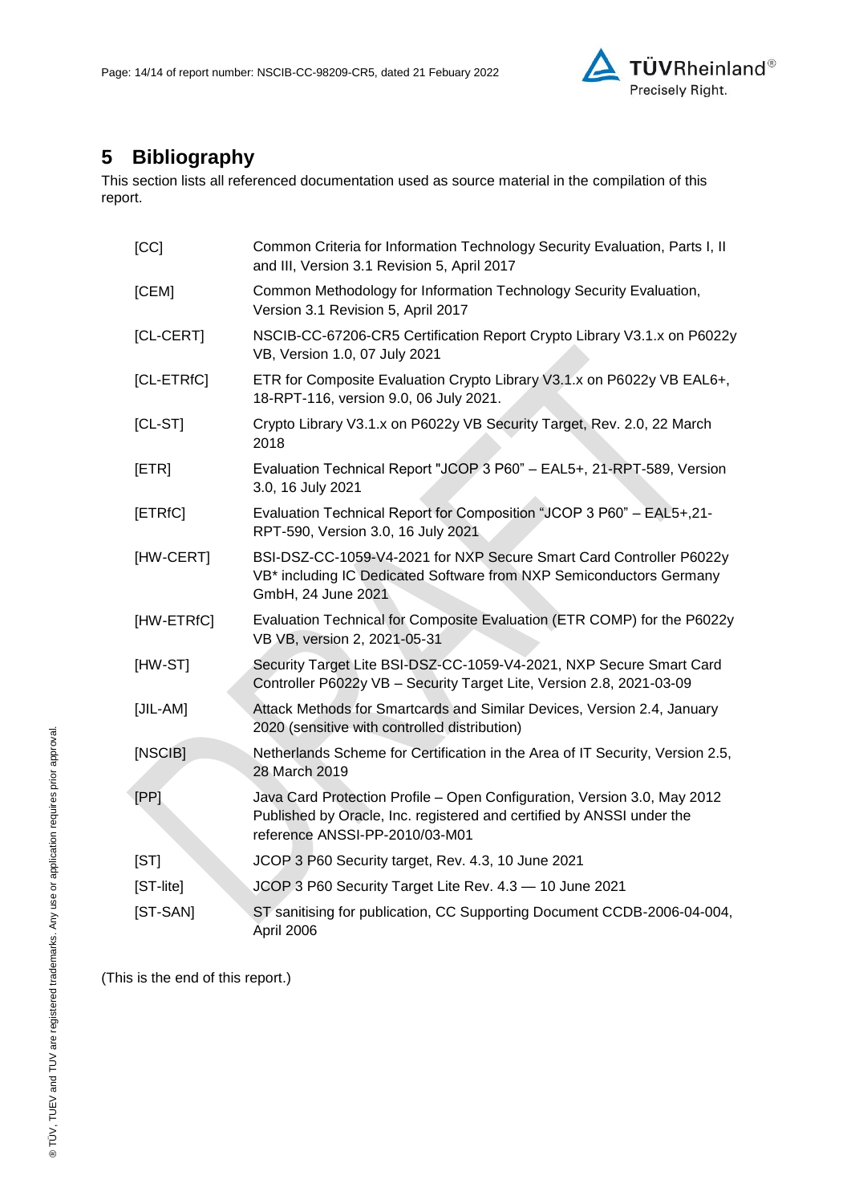# 5 Bibliography

This section lists all referenced documentation used as source material in the compilation of this report.

| | |
|---|---|
| [CC] | Common Criteria for Information Technology Security Evaluation, Parts I, II and III, Version 3.1 Revision 5, April 2017 |
| [CEM] | Common Methodology for Information Technology Security Evaluation, Version 3.1 Revision 5, April 2017 |
| [CL-CERT] | NSCIB-CC-67206-CR5 Certification Report Crypto Library V3.1.x on P6022y VB, Version 1.0, 07 July 2021 |
| [CL-ETRfC] | ETR for Composite Evaluation Crypto Library V3.1.x on P6022y VB EAL6+, 18-RPT-116, version 9.0, 06 July 2021. |
| [CL-ST] | Crypto Library V3.1.x on P6022y VB Security Target, Rev. 2.0, 22 March 2018 |
| [ETR] | Evaluation Technical Report "JCOP 3 P60" – EAL5+, 21-RPT-589, Version 3.0, 16 July 2021 |
| [ETRfC] | Evaluation Technical Report for Composition "JCOP 3 P60" – EAL5+,21-RPT-590, Version 3.0, 16 July 2021 |
| [HW-CERT] | BSI-DSZ-CC-1059-V4-2021 for NXP Secure Smart Card Controller P6022y VB* including IC Dedicated Software from NXP Semiconductors Germany GmbH, 24 June 2021 |
| [HW-ETRfC] | Evaluation Technical for Composite Evaluation (ETR COMP) for the P6022y VB VB, version 2, 2021-05-31 |
| [HW-ST] | Security Target Lite BSI-DSZ-CC-1059-V4-2021, NXP Secure Smart Card Controller P6022y VB – Security Target Lite, Version 2.8, 2021-03-09 |
| [JIL-AM] | Attack Methods for Smartcards and Similar Devices, Version 2.4, January 2020 (sensitive with controlled distribution) |
| [NSCIB] | Netherlands Scheme for Certification in the Area of IT Security, Version 2.5, 28 March 2019 |
| [PP] | Java Card Protection Profile – Open Configuration, Version 3.0, May 2012 Published by Oracle, Inc. registered and certified by ANSSI under the reference ANSSI-PP-2010/03-M01 |
| [ST] | JCOP 3 P60 Security target, Rev. 4.3, 10 June 2021 |
| [ST-lite] | JCOP 3 P60 Security Target Lite Rev. 4.3 — 10 June 2021 |
| [ST-SAN] | ST sanitising for publication, CC Supporting Document CCDB-2006-04-004, April 2006 |

(This is the end of this report.)